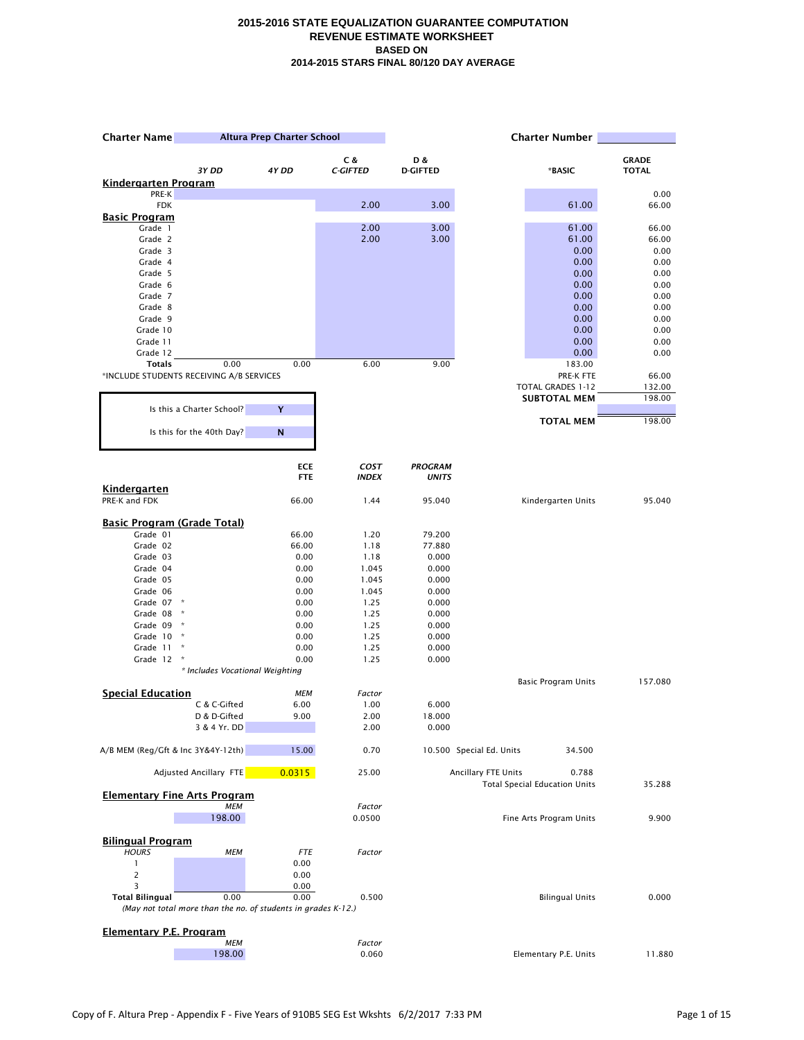# 2015-2016 STATE EQUALIZATION GUARANTEE COMPUTATION
## REVENUE ESTIMATE WORKSHEET
### BASED ON
### 2014-2015 STARS FINAL 80/120 DAY AVERAGE

**Charter Name** Altura Prep Charter School　　　**Charter Number**

| | 3Y DD | 4Y DD | C & C-GIFTED | D & D-GIFTED | *BASIC | GRADE TOTAL |
|---|---|---|---|---|---|---|
| **Kindergarten Program** | | | | | | |
| PRE-K | | | | | | 0.00 |
| FDK | | | 2.00 | 3.00 | 61.00 | 66.00 |
| **Basic Program** | | | | | | |
| Grade 1 | | | 2.00 | 3.00 | 61.00 | 66.00 |
| Grade 2 | | | 2.00 | 3.00 | 61.00 | 66.00 |
| Grade 3 | | | | | 0.00 | 0.00 |
| Grade 4 | | | | | 0.00 | 0.00 |
| Grade 5 | | | | | 0.00 | 0.00 |
| Grade 6 | | | | | 0.00 | 0.00 |
| Grade 7 | | | | | 0.00 | 0.00 |
| Grade 8 | | | | | 0.00 | 0.00 |
| Grade 9 | | | | | 0.00 | 0.00 |
| Grade 10 | | | | | 0.00 | 0.00 |
| Grade 11 | | | | | 0.00 | 0.00 |
| Grade 12 | | | | | 0.00 | 0.00 |
| **Totals** | 0.00 | 0.00 | 6.00 | 9.00 | 183.00 | |

*INCLUDE STUDENTS RECEIVING A/B SERVICES

| | |
|---|---|
| PRE-K FTE | 66.00 |
| TOTAL GRADES 1-12 | 132.00 |
| **SUBTOTAL MEM** | 198.00 |
| | |
| **TOTAL MEM** | 198.00 |

Is this a Charter School? **Y**

Is this for the 40th Day? **N**

| | ECE FTE | COST INDEX | PROGRAM UNITS | | |
|---|---|---|---|---|---|
| **Kindergarten** | | | | | |
| PRE-K and FDK | 66.00 | 1.44 | 95.040 | Kindergarten Units | 95.040 |
| **Basic Program (Grade Total)** | | | | | |
| Grade 01 | 66.00 | 1.20 | 79.200 | | |
| Grade 02 | 66.00 | 1.18 | 77.880 | | |
| Grade 03 | 0.00 | 1.18 | 0.000 | | |
| Grade 04 | 0.00 | 1.045 | 0.000 | | |
| Grade 05 | 0.00 | 1.045 | 0.000 | | |
| Grade 06 | 0.00 | 1.045 | 0.000 | | |
| Grade 07 * | 0.00 | 1.25 | 0.000 | | |
| Grade 08 * | 0.00 | 1.25 | 0.000 | | |
| Grade 09 * | 0.00 | 1.25 | 0.000 | | |
| Grade 10 * | 0.00 | 1.25 | 0.000 | | |
| Grade 11 * | 0.00 | 1.25 | 0.000 | | |
| Grade 12 * | 0.00 | 1.25 | 0.000 | | |
| | | | | Basic Program Units | 157.080 |

*\* Includes Vocational Weighting*

| **Special Education** | MEM | Factor | | | |
|---|---|---|---|---|---|
| C & C-Gifted | 6.00 | 1.00 | 6.000 | | |
| D & D-Gifted | 9.00 | 2.00 | 18.000 | | |
| 3 & 4 Yr. DD | | 2.00 | 0.000 | | |
| A/B MEM (Reg/Gft & Inc 3Y&4Y-12th) | 15.00 | 0.70 | 10.500 | Special Ed. Units 34.500 | |
| Adjusted Ancillary FTE | 0.0315 | 25.00 | | Ancillary FTE Units 0.788 | |
| | | | | Total Special Education Units | 35.288 |

| **Elementary Fine Arts Program** | MEM | Factor | | |
|---|---|---|---|---|
| | 198.00 | 0.0500 | Fine Arts Program Units | 9.900 |

| **Bilingual Program** HOURS | MEM | FTE | Factor | | |
|---|---|---|---|---|---|
| 1 | | 0.00 | | | |
| 2 | | 0.00 | | | |
| 3 | | 0.00 | | | |
| **Total Bilingual** | 0.00 | 0.00 | 0.500 | Bilingual Units | 0.000 |

*(May not total more than the no. of students in grades K-12.)*

| **Elementary P.E. Program** | MEM | Factor | | |
|---|---|---|---|---|
| | 198.00 | 0.060 | Elementary P.E. Units | 11.880 |

Copy of F. Altura Prep - Appendix F - Five Years of 910B5 SEG Est Wkshts 6/2/2017 7:33 PM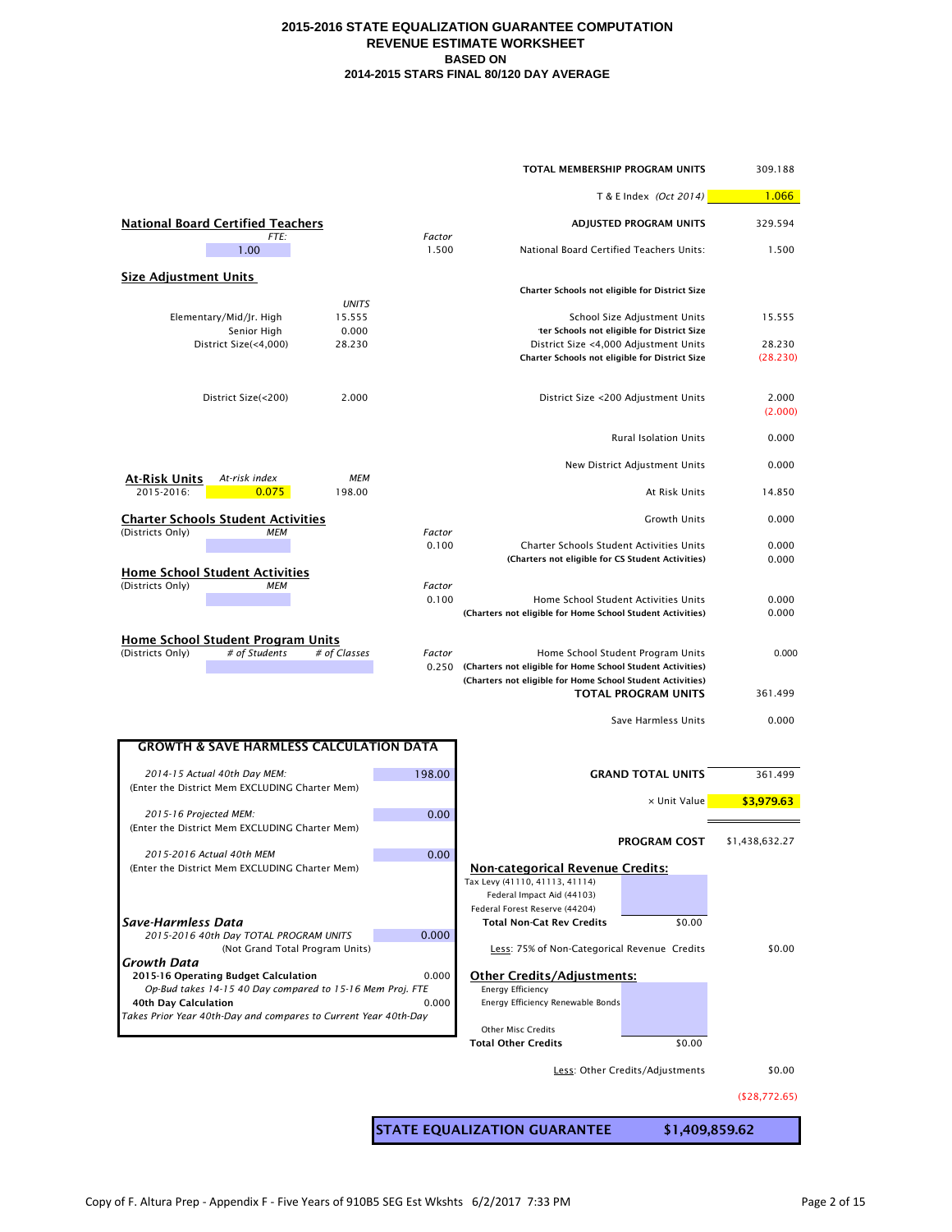# 2015-2016 STATE EQUALIZATION GUARANTEE COMPUTATION
## REVENUE ESTIMATE WORKSHEET
### BASED ON
### 2014-2015 STARS FINAL 80/120 DAY AVERAGE

| | |
|---|---|
| **TOTAL MEMBERSHIP PROGRAM UNITS** | 309.188 |
| T & E Index *(Oct 2014)* | 1.066 |
| **ADJUSTED PROGRAM UNITS** | 329.594 |
| National Board Certified Teachers Units: | 1.500 |
| **Charter Schools not eligible for District Size** | |
| School Size Adjustment Units | 15.555 |
| **Charter Schools not eligible for District Size** | |
| District Size <4,000 Adjustment Units | 28.230 |
| **Charter Schools not eligible for District Size** | (28.230) |
| District Size <200 Adjustment Units | 2.000 |
| | (2.000) |
| Rural Isolation Units | 0.000 |
| New District Adjustment Units | 0.000 |
| At Risk Units | 14.850 |
| Growth Units | 0.000 |
| Charter Schools Student Activities Units | 0.000 |
| **(Charters not eligible for CS Student Activities)** | 0.000 |
| Home School Student Activities Units | 0.000 |
| **(Charters not eligible for Home School Student Activities)** | 0.000 |
| Home School Student Program Units | 0.000 |
| **(Charters not eligible for Home School Student Activities)** | |
| **(Charters not eligible for Home School Student Activities)** | |
| **TOTAL PROGRAM UNITS** | 361.499 |
| Save Harmless Units | 0.000 |
| **GRAND TOTAL UNITS** | 361.499 |
| × Unit Value | **$3,979.63** |
| **PROGRAM COST** | $1,438,632.27 |

## National Board Certified Teachers

| FTE: | Factor |
|---|---|
| 1.00 | 1.500 |

## Size Adjustment Units

| | UNITS |
|---|---|
| Elementary/Mid/Jr. High | 15.555 |
| Senior High | 0.000 |
| District Size(<4,000) | 28.230 |
| District Size(<200) | 2.000 |

## At-Risk Units

| | At-risk index | MEM |
|---|---|---|
| 2015-2016: | 0.075 | 198.00 |

## Charter Schools Student Activities

| (Districts Only) | MEM | Factor |
|---|---|---|
| | | 0.100 |

## Home School Student Activities

| (Districts Only) | MEM | Factor |
|---|---|---|
| | | 0.100 |

## Home School Student Program Units

| (Districts Only) | # of Students | # of Classes | Factor |
|---|---|---|---|
| | | | 0.250 |

## GROWTH & SAVE HARMLESS CALCULATION DATA

| | |
|---|---|
| *2014-15 Actual 40th Day MEM:* (Enter the District Mem EXCLUDING Charter Mem) | 198.00 |
| *2015-16 Projected MEM:* (Enter the District Mem EXCLUDING Charter Mem) | 0.00 |
| *2015-2016 Actual 40th MEM* (Enter the District Mem EXCLUDING Charter Mem) | 0.00 |

***Save-Harmless Data***

| | |
|---|---|
| *2015-2016 40th Day TOTAL PROGRAM UNITS* (Not Grand Total Program Units) | 0.000 |

***Growth Data***

| | |
|---|---|
| **2015-16 Operating Budget Calculation** | 0.000 |
| *Op-Bud takes 14-15 40 Day compared to 15-16 Mem Proj. FTE* | |
| **40th Day Calculation** | 0.000 |
| *Takes Prior Year 40th-Day and compares to Current Year 40th-Day* | |

## Non-categorical Revenue Credits:

| | | |
|---|---|---|
| Tax Levy (41110, 41113, 41114) | | |
| Federal Impact Aid (44103) | | |
| Federal Forest Reserve (44204) | | |
| **Total Non-Cat Rev Credits** | $0.00 | |
| Less: 75% of Non-Categorical Revenue Credits | | $0.00 |

## Other Credits/Adjustments:

| | | |
|---|---|---|
| Energy Efficiency | | |
| Energy Efficiency Renewable Bonds | | |
| Other Misc Credits | | |
| **Total Other Credits** | $0.00 | |
| Less: Other Credits/Adjustments | | $0.00 |
| | | ($28,772.65) |

| **STATE EQUALIZATION GUARANTEE** | **$1,409,859.62** |
|---|---|

Copy of F. Altura Prep - Appendix F - Five Years of 910B5 SEG Est Wkshts 6/2/2017 7:33 PM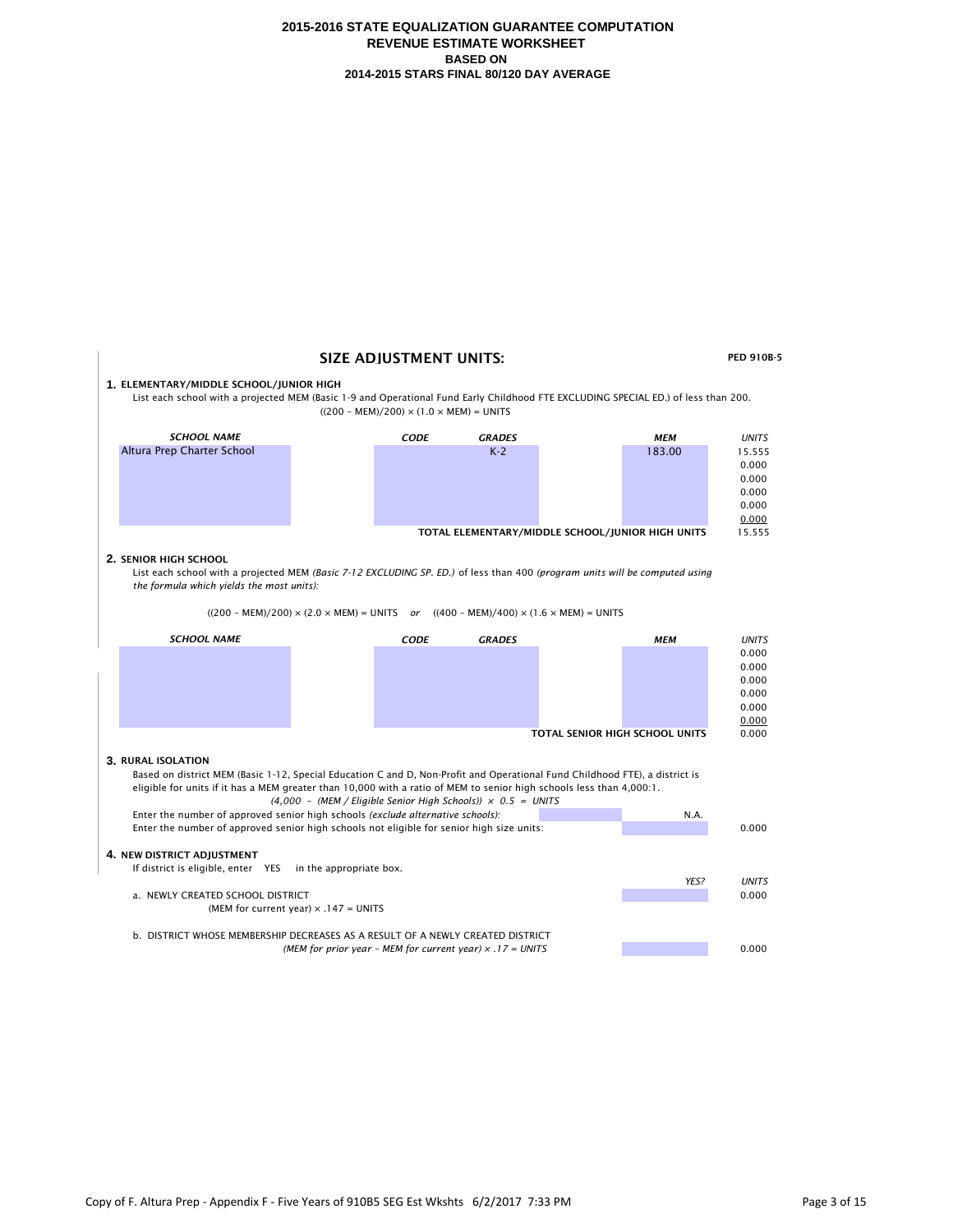# 2015-2016 STATE EQUALIZATION GUARANTEE COMPUTATION
## REVENUE ESTIMATE WORKSHEET
### BASED ON
### 2014-2015 STARS FINAL 80/120 DAY AVERAGE

## SIZE ADJUSTMENT UNITS:

PED 910B-5

**1. ELEMENTARY/MIDDLE SCHOOL/JUNIOR HIGH**

List each school with a projected MEM (Basic 1-9 and Operational Fund Early Childhood FTE EXCLUDING SPECIAL ED.) of less than 200.

$((200 - MEM)/200) \times (1.0 \times MEM) = UNITS$

| *SCHOOL NAME* | *CODE* | *GRADES* | *MEM* | *UNITS* |
|---|---|---|---|---|
| Altura Prep Charter School | | K-2 | 183.00 | 15.555 |
| | | | | 0.000 |
| | | | | 0.000 |
| | | | | 0.000 |
| | | | | 0.000 |
| | | | | 0.000 |
| | | **TOTAL ELEMENTARY/MIDDLE SCHOOL/JUNIOR HIGH UNITS** | | 15.555 |

**2. SENIOR HIGH SCHOOL**

List each school with a projected MEM *(Basic 7-12 EXCLUDING SP. ED.)* of less than 400 *(program units will be computed using the formula which yields the most units):*

$((200 - MEM)/200) \times (2.0 \times MEM) = UNITS$ *or* $((400 - MEM)/400) \times (1.6 \times MEM) = UNITS$

| *SCHOOL NAME* | *CODE* | *GRADES* | *MEM* | *UNITS* |
|---|---|---|---|---|
| | | | | 0.000 |
| | | | | 0.000 |
| | | | | 0.000 |
| | | | | 0.000 |
| | | | | 0.000 |
| | | | | 0.000 |
| | | **TOTAL SENIOR HIGH SCHOOL UNITS** | | 0.000 |

**3. RURAL ISOLATION**

Based on district MEM (Basic 1-12, Special Education C and D, Non-Profit and Operational Fund Childhood FTE), a district is eligible for units if it has a MEM greater than 10,000 with a ratio of MEM to senior high schools less than 4,000:1.

*$(4{,}000 - (MEM / Eligible\ Senior\ High\ Schools)) \times 0.5 = UNITS$*

| | | |
|---|---|---|
| Enter the number of approved senior high schools *(exclude alternative schools):* | N.A. | |
| Enter the number of approved senior high schools not eligible for senior high size units: | | 0.000 |

**4. NEW DISTRICT ADJUSTMENT**

If district is eligible, enter YES in the appropriate box.

| | *YES?* | *UNITS* |
|---|---|---|
| a. NEWLY CREATED SCHOOL DISTRICT<br>(MEM for current year) $\times$ .147 = UNITS | | 0.000 |
| b. DISTRICT WHOSE MEMBERSHIP DECREASES AS A RESULT OF A NEWLY CREATED DISTRICT<br>*(MEM for prior year - MEM for current year) $\times$ .17 = UNITS* | | 0.000 |

Copy of F. Altura Prep - Appendix F - Five Years of 910B5 SEG Est Wkshts 6/2/2017 7:33 PM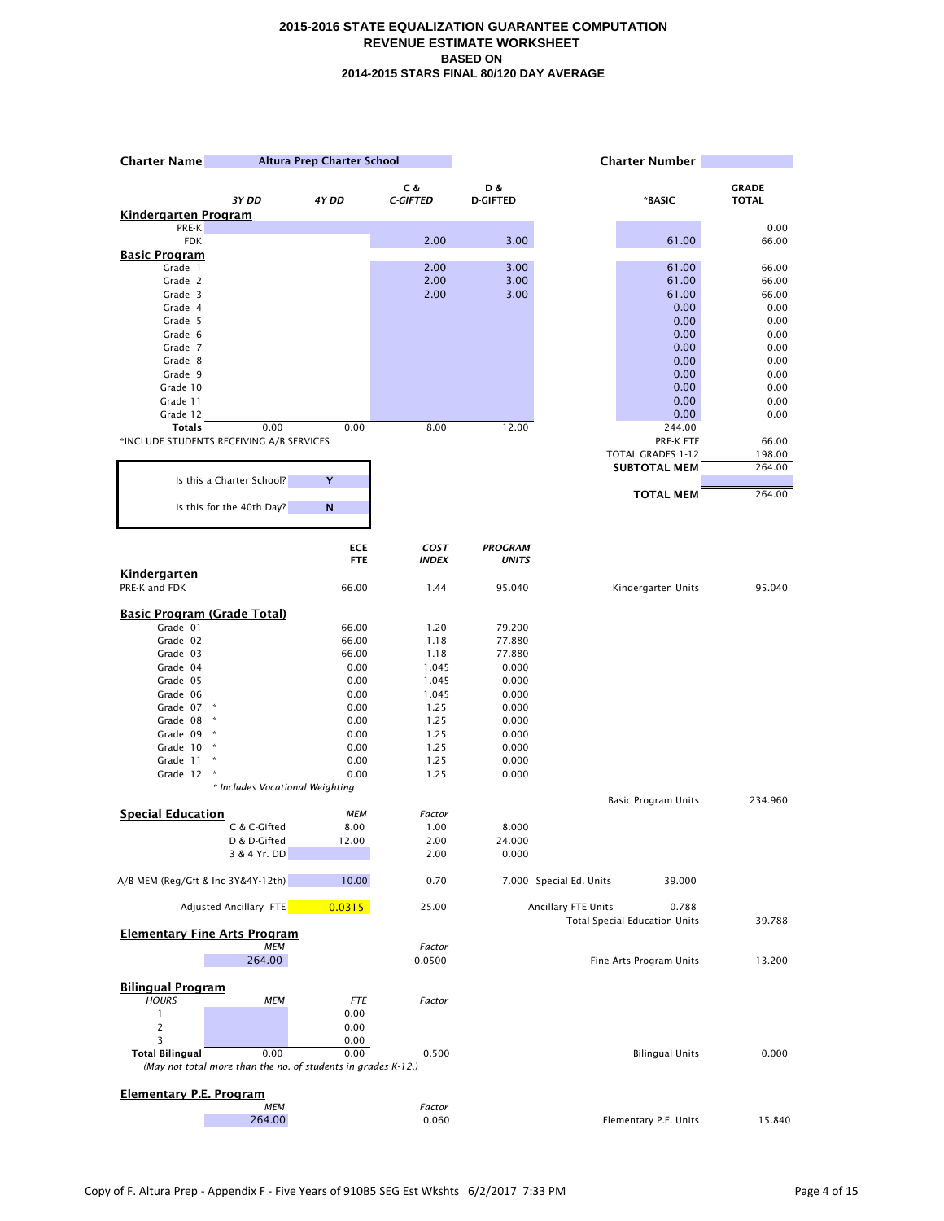# 2015-2016 STATE EQUALIZATION GUARANTEE COMPUTATION
## REVENUE ESTIMATE WORKSHEET
### BASED ON
### 2014-2015 STARS FINAL 80/120 DAY AVERAGE

**Charter Name** Altura Prep Charter School | **Charter Number**

| | 3Y DD | 4Y DD | C & C-GIFTED | D & D-GIFTED | *BASIC | GRADE TOTAL |
|---|---|---|---|---|---|---|
| **Kindergarten Program** | | | | | | |
| PRE-K | | | | | | 0.00 |
| FDK | | | 2.00 | 3.00 | 61.00 | 66.00 |
| **Basic Program** | | | | | | |
| Grade 1 | | | 2.00 | 3.00 | 61.00 | 66.00 |
| Grade 2 | | | 2.00 | 3.00 | 61.00 | 66.00 |
| Grade 3 | | | 2.00 | 3.00 | 61.00 | 66.00 |
| Grade 4 | | | | | 0.00 | 0.00 |
| Grade 5 | | | | | 0.00 | 0.00 |
| Grade 6 | | | | | 0.00 | 0.00 |
| Grade 7 | | | | | 0.00 | 0.00 |
| Grade 8 | | | | | 0.00 | 0.00 |
| Grade 9 | | | | | 0.00 | 0.00 |
| Grade 10 | | | | | 0.00 | 0.00 |
| Grade 11 | | | | | 0.00 | 0.00 |
| Grade 12 | | | | | 0.00 | 0.00 |
| **Totals** | 0.00 | 0.00 | 8.00 | 12.00 | 244.00 | |

*INCLUDE STUDENTS RECEIVING A/B SERVICES

| | |
|---|---|
| PRE-K FTE | 66.00 |
| TOTAL GRADES 1-12 | 198.00 |
| **SUBTOTAL MEM** | 264.00 |
| **TOTAL MEM** | 264.00 |

Is this a Charter School? **Y**

Is this for the 40th Day? **N**

| | ECE FTE | COST INDEX | PROGRAM UNITS | | |
|---|---|---|---|---|---|
| **Kindergarten** | | | | | |
| PRE-K and FDK | 66.00 | 1.44 | 95.040 | Kindergarten Units | 95.040 |
| **Basic Program (Grade Total)** | | | | | |
| Grade 01 | 66.00 | 1.20 | 79.200 | | |
| Grade 02 | 66.00 | 1.18 | 77.880 | | |
| Grade 03 | 66.00 | 1.18 | 77.880 | | |
| Grade 04 | 0.00 | 1.045 | 0.000 | | |
| Grade 05 | 0.00 | 1.045 | 0.000 | | |
| Grade 06 | 0.00 | 1.045 | 0.000 | | |
| Grade 07 * | 0.00 | 1.25 | 0.000 | | |
| Grade 08 * | 0.00 | 1.25 | 0.000 | | |
| Grade 09 * | 0.00 | 1.25 | 0.000 | | |
| Grade 10 * | 0.00 | 1.25 | 0.000 | | |
| Grade 11 * | 0.00 | 1.25 | 0.000 | | |
| Grade 12 * | 0.00 | 1.25 | 0.000 | | |
| | | | | Basic Program Units | 234.960 |

*\* Includes Vocational Weighting*

**Special Education**

| | MEM | Factor | | | |
|---|---|---|---|---|---|
| C & C-Gifted | 8.00 | 1.00 | 8.000 | | |
| D & D-Gifted | 12.00 | 2.00 | 24.000 | | |
| 3 & 4 Yr. DD | | 2.00 | 0.000 | | |
| A/B MEM (Reg/Gft & Inc 3Y&4Y-12th) | 10.00 | 0.70 | 7.000 | Special Ed. Units | 39.000 |
| Adjusted Ancillary FTE | 0.0315 | 25.00 | | Ancillary FTE Units | 0.788 |
| | | | | Total Special Education Units | 39.788 |

**Elementary Fine Arts Program**

| MEM | Factor | | |
|---|---|---|---|
| 264.00 | 0.0500 | Fine Arts Program Units | 13.200 |

**Bilingual Program**

| HOURS | MEM | FTE | Factor | | |
|---|---|---|---|---|---|
| 1 | | 0.00 | | | |
| 2 | | 0.00 | | | |
| 3 | | 0.00 | | | |
| **Total Bilingual** | 0.00 | 0.00 | 0.500 | Bilingual Units | 0.000 |

*(May not total more than the no. of students in grades K-12.)*

**Elementary P.E. Program**

| MEM | Factor | | |
|---|---|---|---|
| 264.00 | 0.060 | Elementary P.E. Units | 15.840 |

Copy of F. Altura Prep - Appendix F - Five Years of 910B5 SEG Est Wkshts 6/2/2017 7:33 PM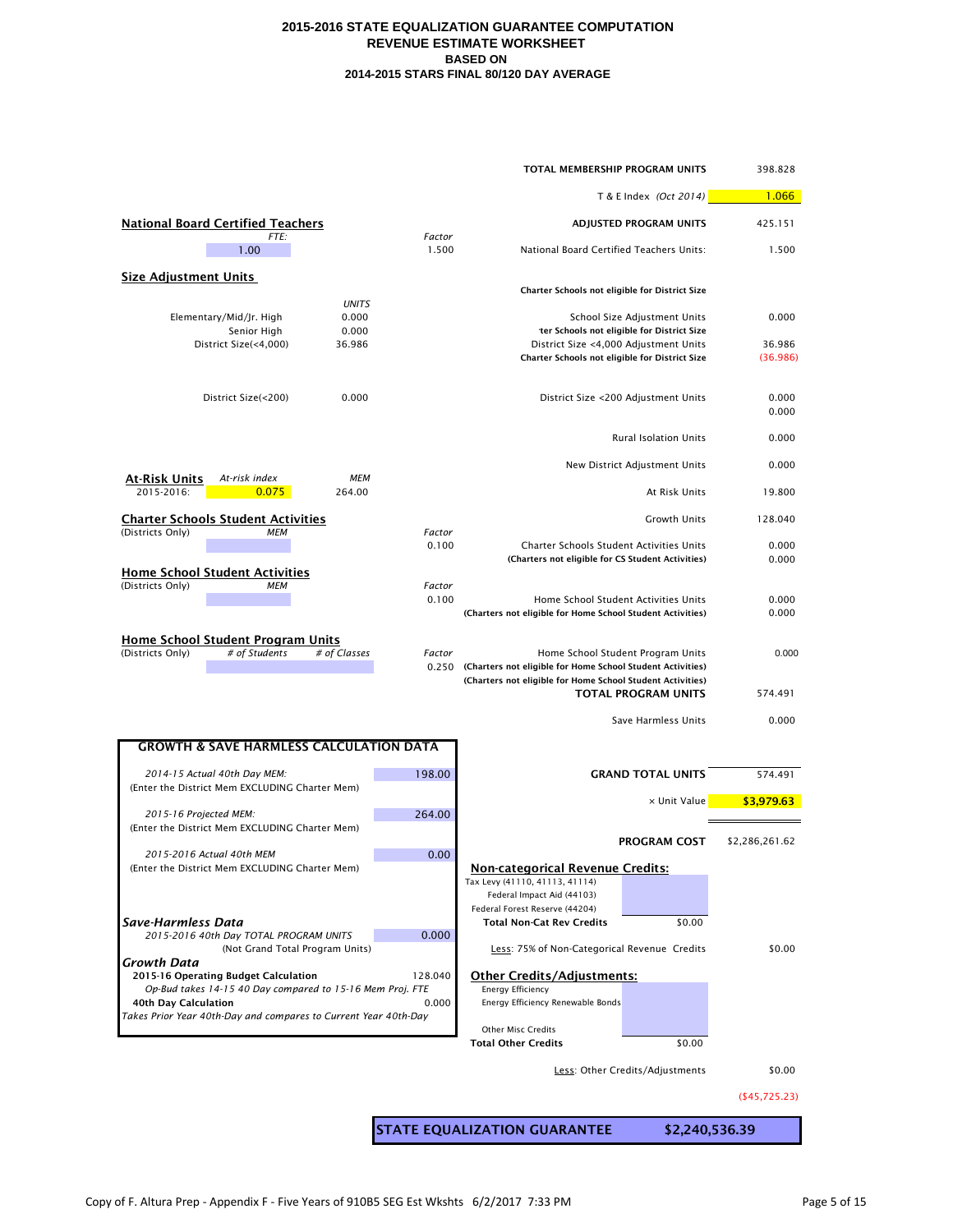# 2015-2016 STATE EQUALIZATION GUARANTEE COMPUTATION
## REVENUE ESTIMATE WORKSHEET
### BASED ON
### 2014-2015 STARS FINAL 80/120 DAY AVERAGE

| | |
|---|---|
| **TOTAL MEMBERSHIP PROGRAM UNITS** | 398.828 |
| T & E Index *(Oct 2014)* | 1.066 |
| **ADJUSTED PROGRAM UNITS** | 425.151 |
| National Board Certified Teachers Units: | 1.500 |
| **Charter Schools not eligible for District Size** | |
| School Size Adjustment Units | 0.000 |
| **Charter Schools not eligible for District Size** | |
| District Size <4,000 Adjustment Units | 36.986 |
| **Charter Schools not eligible for District Size** | (36.986) |
| District Size <200 Adjustment Units | 0.000 |
| | 0.000 |
| Rural Isolation Units | 0.000 |
| New District Adjustment Units | 0.000 |
| At Risk Units | 19.800 |
| Growth Units | 128.040 |
| Charter Schools Student Activities Units | 0.000 |
| **(Charters not eligible for CS Student Activities)** | 0.000 |
| Home School Student Activities Units | 0.000 |
| **(Charters not eligible for Home School Student Activities)** | 0.000 |
| Home School Student Program Units | 0.000 |
| **(Charters not eligible for Home School Student Activities)** | |
| **(Charters not eligible for Home School Student Activities)** | |
| **TOTAL PROGRAM UNITS** | 574.491 |
| Save Harmless Units | 0.000 |
| **GRAND TOTAL UNITS** | 574.491 |
| × Unit Value | **$3,979.63** |
| **PROGRAM COST** | $2,286,261.62 |

**National Board Certified Teachers**

| *FTE:* | *Factor* |
|---|---|
| 1.00 | 1.500 |

**Size Adjustment Units**

| | *UNITS* |
|---|---|
| Elementary/Mid/Jr. High | 0.000 |
| Senior High | 0.000 |
| District Size(<4,000) | 36.986 |
| District Size(<200) | 0.000 |

**At-Risk Units**

| | *At-risk index* | *MEM* |
|---|---|---|
| 2015-2016: | 0.075 | 264.00 |

**Charter Schools Student Activities**

| (Districts Only) | *MEM* | *Factor* |
|---|---|---|
| | | 0.100 |

**Home School Student Activities**

| (Districts Only) | *MEM* | *Factor* |
|---|---|---|
| | | 0.100 |

**Home School Student Program Units**

| (Districts Only) | *# of Students* | *# of Classes* | *Factor* |
|---|---|---|---|
| | | | 0.250 |

**GROWTH & SAVE HARMLESS CALCULATION DATA**

| | |
|---|---|
| *2014-15 Actual 40th Day MEM:* (Enter the District Mem EXCLUDING Charter Mem) | 198.00 |
| *2015-16 Projected MEM:* (Enter the District Mem EXCLUDING Charter Mem) | 264.00 |
| *2015-2016 Actual 40th MEM* (Enter the District Mem EXCLUDING Charter Mem) | 0.00 |
| ***Save-Harmless Data*** | |
| *2015-2016 40th Day TOTAL PROGRAM UNITS* (Not Grand Total Program Units) | 0.000 |
| ***Growth Data*** | |
| **2015-16 Operating Budget Calculation** *Op-Bud takes 14-15 40 Day compared to 15-16 Mem Proj. FTE* | 128.040 |
| **40th Day Calculation** *Takes Prior Year 40th-Day and compares to Current Year 40th-Day* | 0.000 |

**Non-categorical Revenue Credits:**

| | | |
|---|---|---|
| Tax Levy (41110, 41113, 41114) | | |
| Federal Impact Aid (44103) | | |
| Federal Forest Reserve (44204) | | |
| **Total Non-Cat Rev Credits** | $0.00 | |
| Less: 75% of Non-Categorical Revenue Credits | | $0.00 |

**Other Credits/Adjustments:**

| | | |
|---|---|---|
| Energy Efficiency | | |
| Energy Efficiency Renewable Bonds | | |
| Other Misc Credits | | |
| **Total Other Credits** | $0.00 | |
| Less: Other Credits/Adjustments | | $0.00 |
| | | ($45,725.23) |

| **STATE EQUALIZATION GUARANTEE** | **$2,240,536.39** |
|---|---|

Copy of F. Altura Prep - Appendix F - Five Years of 910B5 SEG Est Wkshts 6/2/2017 7:33 PM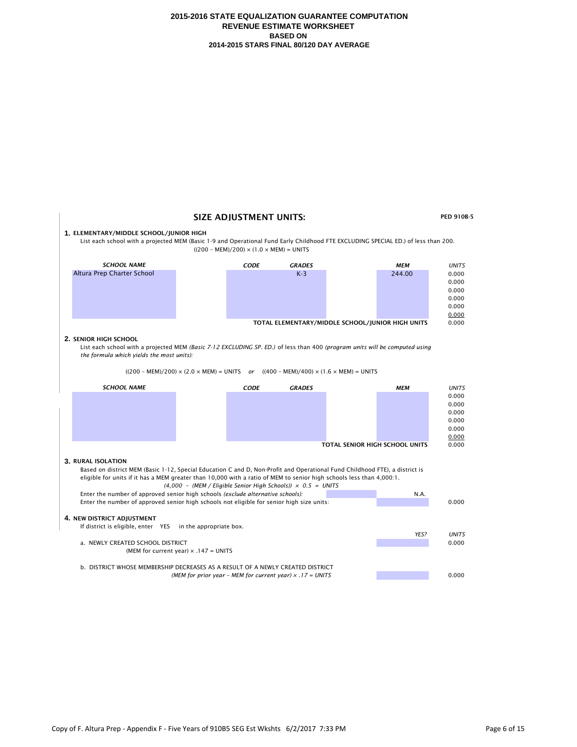# 2015-2016 STATE EQUALIZATION GUARANTEE COMPUTATION
## REVENUE ESTIMATE WORKSHEET
### BASED ON
### 2014-2015 STARS FINAL 80/120 DAY AVERAGE

## SIZE ADJUSTMENT UNITS:

**PED 910B-5**

### 1. ELEMENTARY/MIDDLE SCHOOL/JUNIOR HIGH

List each school with a projected MEM (Basic 1-9 and Operational Fund Early Childhood FTE EXCLUDING SPECIAL ED.) of less than 200.

$((200 - MEM)/200) \times (1.0 \times MEM) = UNITS$

| *SCHOOL NAME* | *CODE* | *GRADES* | *MEM* | *UNITS* |
|---|---|---|---|---|
| Altura Prep Charter School | | K-3 | 244.00 | 0.000 |
| | | | | 0.000 |
| | | | | 0.000 |
| | | | | 0.000 |
| | | | | 0.000 |
| | | | | 0.000 |
| | | | **TOTAL ELEMENTARY/MIDDLE SCHOOL/JUNIOR HIGH UNITS** | 0.000 |

### 2. SENIOR HIGH SCHOOL

List each school with a projected MEM *(Basic 7-12 EXCLUDING SP. ED.)* of less than 400 *(program units will be computed using the formula which yields the most units):*

$((200 - MEM)/200) \times (2.0 \times MEM) = UNITS$ *or* $((400 - MEM)/400) \times (1.6 \times MEM) = UNITS$

| *SCHOOL NAME* | *CODE* | *GRADES* | *MEM* | *UNITS* |
|---|---|---|---|---|
| | | | | 0.000 |
| | | | | 0.000 |
| | | | | 0.000 |
| | | | | 0.000 |
| | | | | 0.000 |
| | | | | 0.000 |
| | | | **TOTAL SENIOR HIGH SCHOOL UNITS** | 0.000 |

### 3. RURAL ISOLATION

Based on district MEM (Basic 1-12, Special Education C and D, Non-Profit and Operational Fund Childhood FTE), a district is eligible for units if it has a MEM greater than 10,000 with a ratio of MEM to senior high schools less than 4,000:1.

*$(4{,}000 - (MEM / Eligible\ Senior\ High\ Schools)) \times 0.5 = UNITS$*

| | | |
|---|---|---|
| Enter the number of approved senior high schools *(exclude alternative schools):* | | N.A. |
| Enter the number of approved senior high schools not eligible for senior high size units: | | 0.000 |

### 4. NEW DISTRICT ADJUSTMENT

If district is eligible, enter YES in the appropriate box.

| | *YES?* | *UNITS* |
|---|---|---|
| a. NEWLY CREATED SCHOOL DISTRICT<br>(MEM for current year) × .147 = UNITS | | 0.000 |
| b. DISTRICT WHOSE MEMBERSHIP DECREASES AS A RESULT OF A NEWLY CREATED DISTRICT<br>*(MEM for prior year - MEM for current year) × .17 = UNITS* | | 0.000 |

Copy of F. Altura Prep - Appendix F - Five Years of 910B5 SEG Est Wkshts 6/2/2017 7:33 PM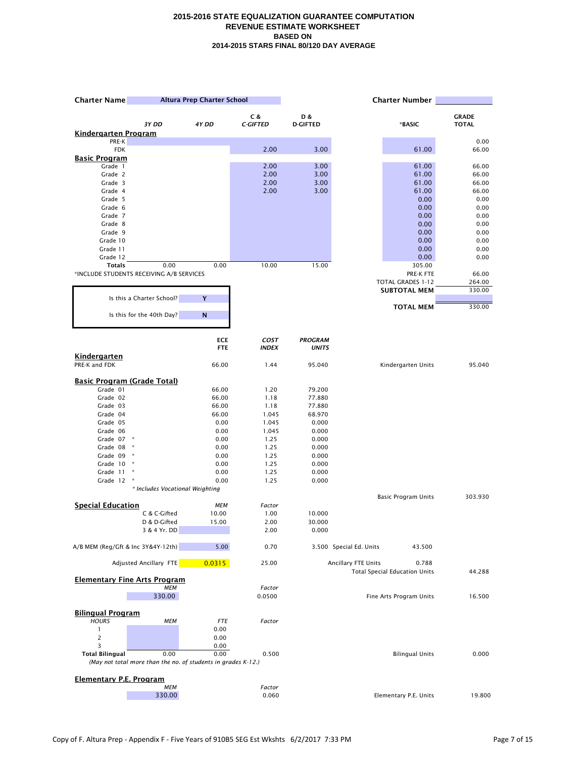# 2015-2016 STATE EQUALIZATION GUARANTEE COMPUTATION
## REVENUE ESTIMATE WORKSHEET
### BASED ON
### 2014-2015 STARS FINAL 80/120 DAY AVERAGE

**Charter Name** Altura Prep Charter School

**Charter Number**

| | 3Y DD | 4Y DD | C & C-GIFTED | D & D-GIFTED | *BASIC | GRADE TOTAL |
|---|---|---|---|---|---|---|
| **Kindergarten Program** | | | | | | |
| PRE-K | | | | | | 0.00 |
| FDK | | | 2.00 | 3.00 | 61.00 | 66.00 |
| **Basic Program** | | | | | | |
| Grade 1 | | | 2.00 | 3.00 | 61.00 | 66.00 |
| Grade 2 | | | 2.00 | 3.00 | 61.00 | 66.00 |
| Grade 3 | | | 2.00 | 3.00 | 61.00 | 66.00 |
| Grade 4 | | | 2.00 | 3.00 | 61.00 | 66.00 |
| Grade 5 | | | | | 0.00 | 0.00 |
| Grade 6 | | | | | 0.00 | 0.00 |
| Grade 7 | | | | | 0.00 | 0.00 |
| Grade 8 | | | | | 0.00 | 0.00 |
| Grade 9 | | | | | 0.00 | 0.00 |
| Grade 10 | | | | | 0.00 | 0.00 |
| Grade 11 | | | | | 0.00 | 0.00 |
| Grade 12 | | | | | 0.00 | 0.00 |
| **Totals** | 0.00 | 0.00 | 10.00 | 15.00 | 305.00 | |

*INCLUDE STUDENTS RECEIVING A/B SERVICES

| | |
|---|---|
| PRE-K FTE | 66.00 |
| TOTAL GRADES 1-12 | 264.00 |
| **SUBTOTAL MEM** | 330.00 |
| **TOTAL MEM** | 330.00 |

| | |
|---|---|
| Is this a Charter School? | Y |
| Is this for the 40th Day? | N |

| | ECE FTE | COST INDEX | PROGRAM UNITS | | |
|---|---|---|---|---|---|
| **Kindergarten** | | | | | |
| PRE-K and FDK | 66.00 | 1.44 | 95.040 | Kindergarten Units | 95.040 |
| **Basic Program (Grade Total)** | | | | | |
| Grade 01 | 66.00 | 1.20 | 79.200 | | |
| Grade 02 | 66.00 | 1.18 | 77.880 | | |
| Grade 03 | 66.00 | 1.18 | 77.880 | | |
| Grade 04 | 66.00 | 1.045 | 68.970 | | |
| Grade 05 | 0.00 | 1.045 | 0.000 | | |
| Grade 06 | 0.00 | 1.045 | 0.000 | | |
| Grade 07 * | 0.00 | 1.25 | 0.000 | | |
| Grade 08 * | 0.00 | 1.25 | 0.000 | | |
| Grade 09 * | 0.00 | 1.25 | 0.000 | | |
| Grade 10 * | 0.00 | 1.25 | 0.000 | | |
| Grade 11 * | 0.00 | 1.25 | 0.000 | | |
| Grade 12 * | 0.00 | 1.25 | 0.000 | | |
| | | | | Basic Program Units | 303.930 |

*\* Includes Vocational Weighting*

**Special Education**

| | MEM | Factor | | | |
|---|---|---|---|---|---|
| C & C-Gifted | 10.00 | 1.00 | 10.000 | | |
| D & D-Gifted | 15.00 | 2.00 | 30.000 | | |
| 3 & 4 Yr. DD | | 2.00 | 0.000 | | |
| A/B MEM (Reg/Gft & Inc 3Y&4Y-12th) | 5.00 | 0.70 | 3.500 | Special Ed. Units | 43.500 |
| Adjusted Ancillary FTE | 0.0315 | 25.00 | | Ancillary FTE Units | 0.788 |
| | | | | Total Special Education Units | 44.288 |

**Elementary Fine Arts Program**

| MEM | Factor | | |
|---|---|---|---|
| 330.00 | 0.0500 | Fine Arts Program Units | 16.500 |

**Bilingual Program**

| HOURS | MEM | FTE | Factor | | |
|---|---|---|---|---|---|
| 1 | | 0.00 | | | |
| 2 | | 0.00 | | | |
| 3 | | 0.00 | | | |
| **Total Bilingual** | 0.00 | 0.00 | 0.500 | Bilingual Units | 0.000 |

*(May not total more than the no. of students in grades K-12.)*

**Elementary P.E. Program**

| MEM | Factor | | |
|---|---|---|---|
| 330.00 | 0.060 | Elementary P.E. Units | 19.800 |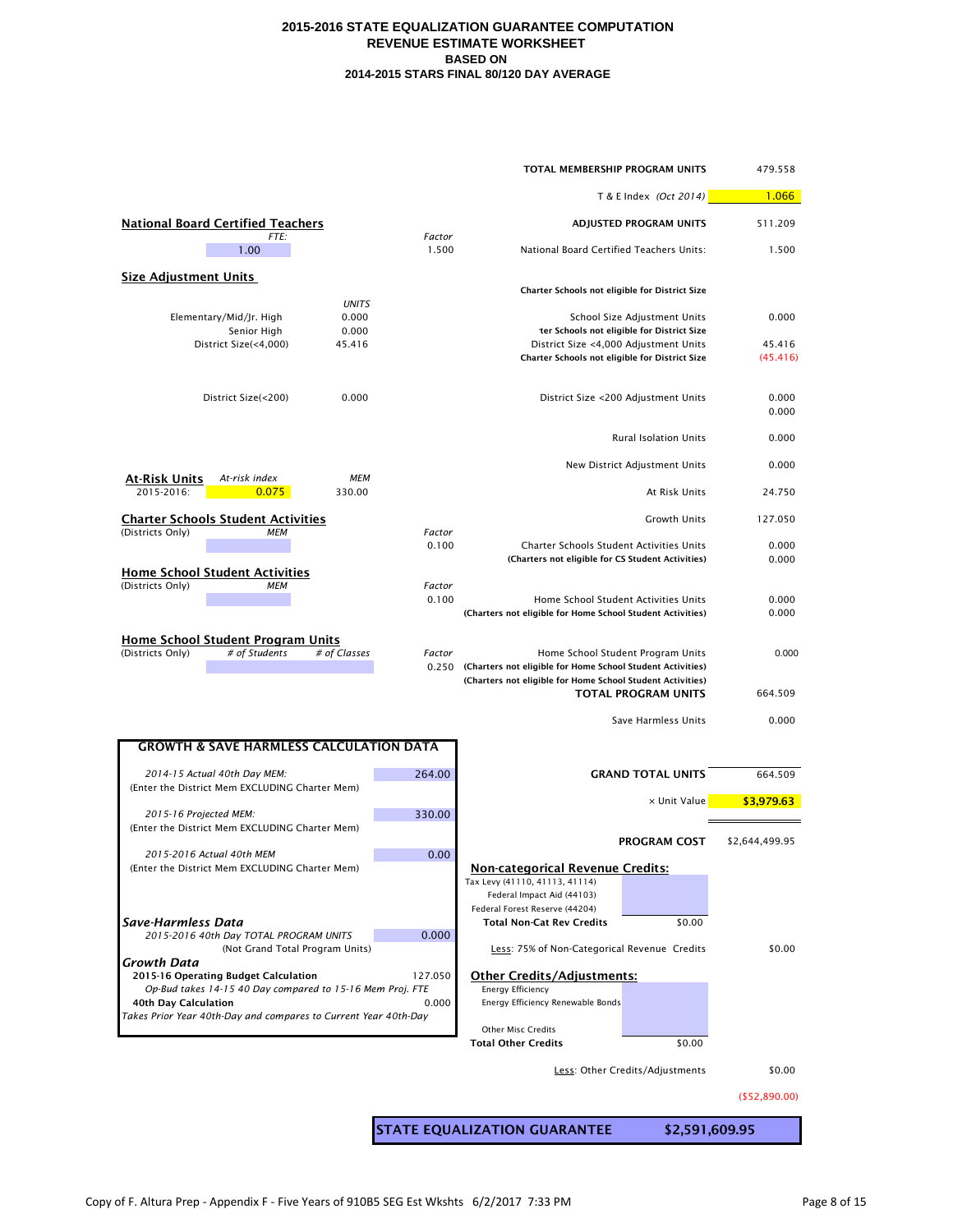# 2015-2016 STATE EQUALIZATION GUARANTEE COMPUTATION
## REVENUE ESTIMATE WORKSHEET
## BASED ON
## 2014-2015 STARS FINAL 80/120 DAY AVERAGE

| | |
|---|---|
| **TOTAL MEMBERSHIP PROGRAM UNITS** | 479.558 |
| T & E Index *(Oct 2014)* | 1.066 |
| **ADJUSTED PROGRAM UNITS** | 511.209 |
| National Board Certified Teachers Units: | 1.500 |
| **Charter Schools not eligible for District Size** | |
| School Size Adjustment Units | 0.000 |
| **Charter Schools not eligible for District Size** | |
| District Size <4,000 Adjustment Units | 45.416 |
| **Charter Schools not eligible for District Size** | (45.416) |
| District Size <200 Adjustment Units | 0.000 |
| | 0.000 |
| Rural Isolation Units | 0.000 |
| New District Adjustment Units | 0.000 |
| At Risk Units | 24.750 |
| Growth Units | 127.050 |
| Charter Schools Student Activities Units | 0.000 |
| **(Charters not eligible for CS Student Activities)** | 0.000 |
| Home School Student Activities Units | 0.000 |
| **(Charters not eligible for Home School Student Activities)** | 0.000 |
| Home School Student Program Units | 0.000 |
| **(Charters not eligible for Home School Student Activities)** | |
| **(Charters not eligible for Home School Student Activities)** | |
| **TOTAL PROGRAM UNITS** | 664.509 |
| Save Harmless Units | 0.000 |
| **GRAND TOTAL UNITS** | 664.509 |
| × Unit Value | $3,979.63 |
| **PROGRAM COST** | $2,644,499.95 |

### National Board Certified Teachers

| *FTE:* | *Factor* |
|---|---|
| 1.00 | 1.500 |

### Size Adjustment Units

| | *UNITS* |
|---|---|
| Elementary/Mid/Jr. High | 0.000 |
| Senior High | 0.000 |
| District Size(<4,000) | 45.416 |
| District Size(<200) | 0.000 |

### At-Risk Units

| | *At-risk index* | *MEM* |
|---|---|---|
| 2015-2016: | 0.075 | 330.00 |

### Charter Schools Student Activities

| (Districts Only) | *MEM* | *Factor* |
|---|---|---|
| | | 0.100 |

### Home School Student Activities

| (Districts Only) | *MEM* | *Factor* |
|---|---|---|
| | | 0.100 |

### Home School Student Program Units

| (Districts Only) | *# of Students* | *# of Classes* | *Factor* |
|---|---|---|---|
| | | | 0.250 |

### GROWTH & SAVE HARMLESS CALCULATION DATA

| | |
|---|---|
| *2014-15 Actual 40th Day MEM:* (Enter the District Mem EXCLUDING Charter Mem) | 264.00 |
| *2015-16 Projected MEM:* (Enter the District Mem EXCLUDING Charter Mem) | 330.00 |
| *2015-2016 Actual 40th MEM* (Enter the District Mem EXCLUDING Charter Mem) | 0.00 |

***Save-Harmless Data***

| | |
|---|---|
| *2015-2016 40th Day TOTAL PROGRAM UNITS* (Not Grand Total Program Units) | 0.000 |

***Growth Data***

| | |
|---|---|
| **2015-16 Operating Budget Calculation** *Op-Bud takes 14-15 40 Day compared to 15-16 Mem Proj. FTE* | 127.050 |
| **40th Day Calculation** *Takes Prior Year 40th-Day and compares to Current Year 40th-Day* | 0.000 |

### Non-categorical Revenue Credits:

| | |
|---|---|
| Tax Levy (41110, 41113, 41114) | |
| Federal Impact Aid (44103) | |
| Federal Forest Reserve (44204) | |
| **Total Non-Cat Rev Credits** | $0.00 |

Less: 75% of Non-Categorical Revenue Credits — $0.00

### Other Credits/Adjustments:

| | |
|---|---|
| Energy Efficiency | |
| Energy Efficiency Renewable Bonds | |
| Other Misc Credits | |
| **Total Other Credits** | $0.00 |

Less: Other Credits/Adjustments — $0.00

($52,890.00)

| **STATE EQUALIZATION GUARANTEE** | **$2,591,609.95** |
|---|---|

Copy of F. Altura Prep - Appendix F - Five Years of 910B5 SEG Est Wkshts 6/2/2017 7:33 PM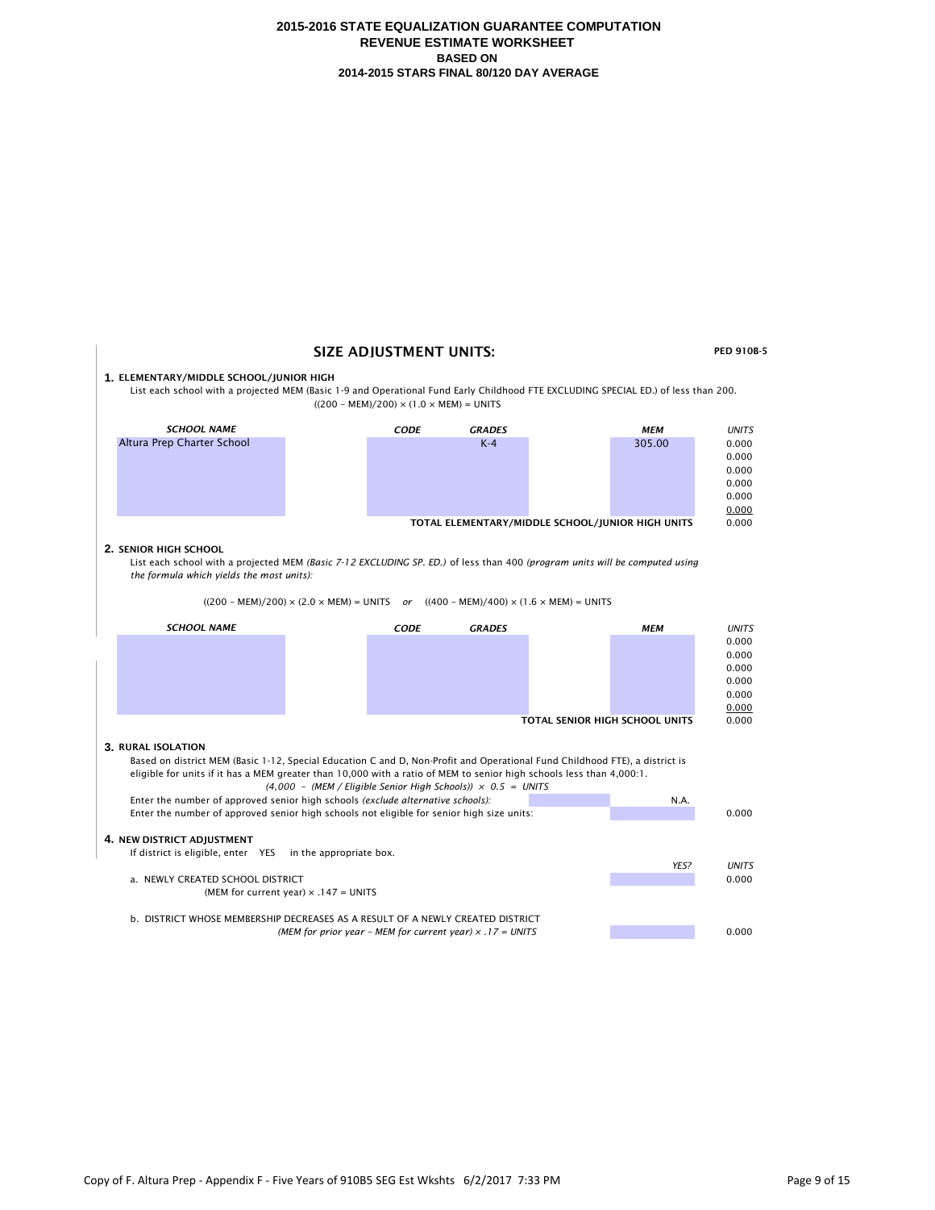**2015-2016 STATE EQUALIZATION GUARANTEE COMPUTATION**
**REVENUE ESTIMATE WORKSHEET**
**BASED ON**
**2014-2015 STARS FINAL 80/120 DAY AVERAGE**

## SIZE ADJUSTMENT UNITS:

**PED 910B-5**

### 1. ELEMENTARY/MIDDLE SCHOOL/JUNIOR HIGH

List each school with a projected MEM (Basic 1-9 and Operational Fund Early Childhood FTE EXCLUDING SPECIAL ED.) of less than 200.

$((200 - MEM)/200) \times (1.0 \times MEM) = UNITS$

| *SCHOOL NAME* | *CODE* | *GRADES* | *MEM* | *UNITS* |
|---|---|---|---|---|
| Altura Prep Charter School | | K-4 | 305.00 | 0.000 |
| | | | | 0.000 |
| | | | | 0.000 |
| | | | | 0.000 |
| | | | | 0.000 |
| | | | | 0.000 |
| | | **TOTAL ELEMENTARY/MIDDLE SCHOOL/JUNIOR HIGH UNITS** | | 0.000 |

### 2. SENIOR HIGH SCHOOL

List each school with a projected MEM *(Basic 7-12 EXCLUDING SP. ED.)* of less than 400 *(program units will be computed using the formula which yields the most units):*

$((200 - MEM)/200) \times (2.0 \times MEM) = UNITS$ *or* $((400 - MEM)/400) \times (1.6 \times MEM) = UNITS$

| *SCHOOL NAME* | *CODE* | *GRADES* | *MEM* | *UNITS* |
|---|---|---|---|---|
| | | | | 0.000 |
| | | | | 0.000 |
| | | | | 0.000 |
| | | | | 0.000 |
| | | | | 0.000 |
| | | | | 0.000 |
| | | **TOTAL SENIOR HIGH SCHOOL UNITS** | | 0.000 |

### 3. RURAL ISOLATION

Based on district MEM (Basic 1-12, Special Education C and D, Non-Profit and Operational Fund Childhood FTE), a district is eligible for units if it has a MEM greater than 10,000 with a ratio of MEM to senior high schools less than 4,000:1.

*(4,000 – (MEM / Eligible Senior High Schools)) × 0.5 = UNITS*

| | | |
|---|---|---|
| Enter the number of approved senior high schools *(exclude alternative schools):* | N.A. | |
| Enter the number of approved senior high schools not eligible for senior high size units: | | 0.000 |

### 4. NEW DISTRICT ADJUSTMENT

If district is eligible, enter YES in the appropriate box.

| | *YES?* | *UNITS* |
|---|---|---|
| a. NEWLY CREATED SCHOOL DISTRICT<br>(MEM for current year) × .147 = UNITS | | 0.000 |
| b. DISTRICT WHOSE MEMBERSHIP DECREASES AS A RESULT OF A NEWLY CREATED DISTRICT<br>*(MEM for prior year – MEM for current year) × .17 = UNITS* | | 0.000 |

Copy of F. Altura Prep - Appendix F - Five Years of 910B5 SEG Est Wkshts 6/2/2017 7:33 PM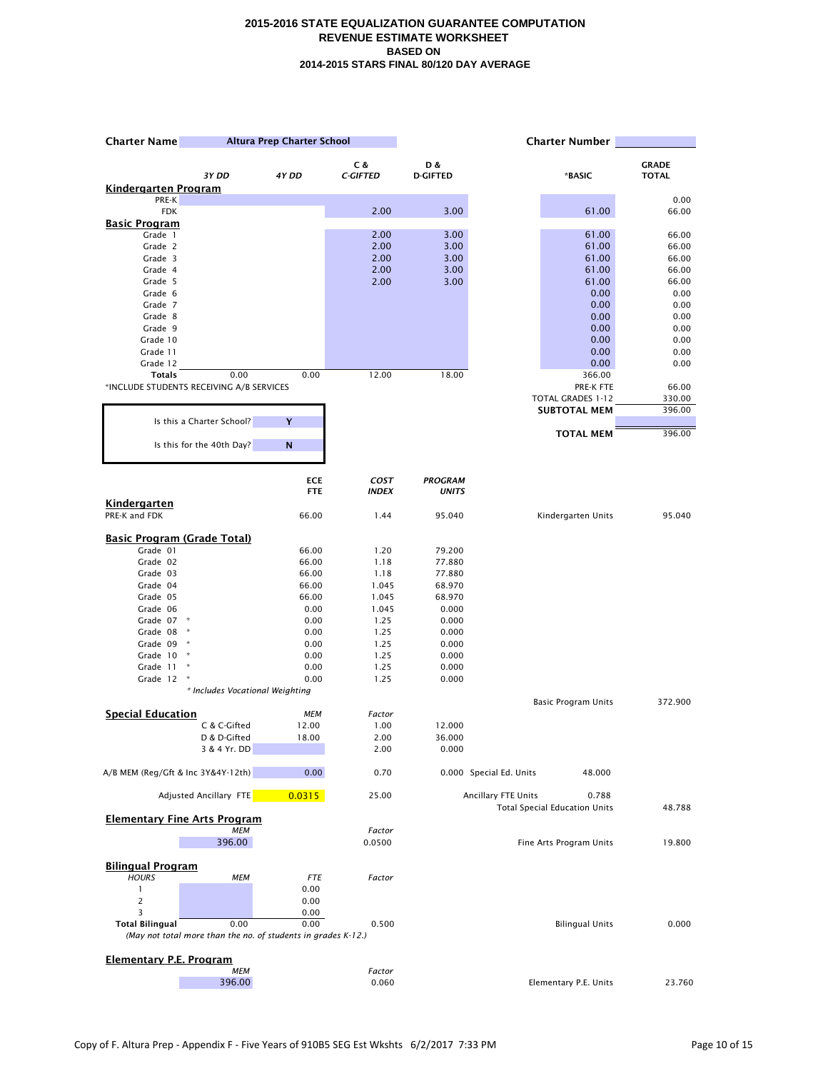# 2015-2016 STATE EQUALIZATION GUARANTEE COMPUTATION
## REVENUE ESTIMATE WORKSHEET
### BASED ON
### 2014-2015 STARS FINAL 80/120 DAY AVERAGE

**Charter Name** Altura Prep Charter School | **Charter Number**

| | 3Y DD | 4Y DD | C & C-GIFTED | D & D-GIFTED | *BASIC | GRADE TOTAL |
|---|---|---|---|---|---|---|
| **Kindergarten Program** | | | | | | |
| PRE-K | | | | | | 0.00 |
| FDK | | | 2.00 | 3.00 | 61.00 | 66.00 |
| **Basic Program** | | | | | | |
| Grade 1 | | | 2.00 | 3.00 | 61.00 | 66.00 |
| Grade 2 | | | 2.00 | 3.00 | 61.00 | 66.00 |
| Grade 3 | | | 2.00 | 3.00 | 61.00 | 66.00 |
| Grade 4 | | | 2.00 | 3.00 | 61.00 | 66.00 |
| Grade 5 | | | 2.00 | 3.00 | 61.00 | 66.00 |
| Grade 6 | | | | | 0.00 | 0.00 |
| Grade 7 | | | | | 0.00 | 0.00 |
| Grade 8 | | | | | 0.00 | 0.00 |
| Grade 9 | | | | | 0.00 | 0.00 |
| Grade 10 | | | | | 0.00 | 0.00 |
| Grade 11 | | | | | 0.00 | 0.00 |
| Grade 12 | | | | | 0.00 | 0.00 |
| **Totals** | 0.00 | 0.00 | 12.00 | 18.00 | 366.00 | |

*INCLUDE STUDENTS RECEIVING A/B SERVICES

| | |
|---|---|
| PRE-K FTE | 66.00 |
| TOTAL GRADES 1-12 | 330.00 |
| **SUBTOTAL MEM** | 396.00 |
| **TOTAL MEM** | 396.00 |

Is this a Charter School? **Y**

Is this for the 40th Day? **N**

| | ECE FTE | COST INDEX | PROGRAM UNITS | | |
|---|---|---|---|---|---|
| **Kindergarten** | | | | | |
| PRE-K and FDK | 66.00 | 1.44 | 95.040 | Kindergarten Units | 95.040 |
| **Basic Program (Grade Total)** | | | | | |
| Grade 01 | 66.00 | 1.20 | 79.200 | | |
| Grade 02 | 66.00 | 1.18 | 77.880 | | |
| Grade 03 | 66.00 | 1.18 | 77.880 | | |
| Grade 04 | 66.00 | 1.045 | 68.970 | | |
| Grade 05 | 66.00 | 1.045 | 68.970 | | |
| Grade 06 | 0.00 | 1.045 | 0.000 | | |
| Grade 07 * | 0.00 | 1.25 | 0.000 | | |
| Grade 08 * | 0.00 | 1.25 | 0.000 | | |
| Grade 09 * | 0.00 | 1.25 | 0.000 | | |
| Grade 10 * | 0.00 | 1.25 | 0.000 | | |
| Grade 11 * | 0.00 | 1.25 | 0.000 | | |
| Grade 12 * | 0.00 | 1.25 | 0.000 | | |
| | | | | Basic Program Units | 372.900 |

*\* Includes Vocational Weighting*

**Special Education**

| | MEM | Factor | | | |
|---|---|---|---|---|---|
| C & C-Gifted | 12.00 | 1.00 | 12.000 | | |
| D & D-Gifted | 18.00 | 2.00 | 36.000 | | |
| 3 & 4 Yr. DD | | 2.00 | 0.000 | | |
| A/B MEM (Reg/Gft & Inc 3Y&4Y-12th) | 0.00 | 0.70 | 0.000 | Special Ed. Units | 48.000 |
| Adjusted Ancillary FTE | 0.0315 | 25.00 | | Ancillary FTE Units | 0.788 |
| | | | | Total Special Education Units | 48.788 |

**Elementary Fine Arts Program**

| MEM | Factor | | |
|---|---|---|---|
| 396.00 | 0.0500 | Fine Arts Program Units | 19.800 |

**Bilingual Program**

| HOURS | MEM | FTE | Factor | | |
|---|---|---|---|---|---|
| 1 | | 0.00 | | | |
| 2 | | 0.00 | | | |
| 3 | | 0.00 | | | |
| **Total Bilingual** | 0.00 | 0.00 | 0.500 | Bilingual Units | 0.000 |

*(May not total more than the no. of students in grades K-12.)*

**Elementary P.E. Program**

| MEM | Factor | | |
|---|---|---|---|
| 396.00 | 0.060 | Elementary P.E. Units | 23.760 |

Copy of F. Altura Prep - Appendix F - Five Years of 910B5 SEG Est Wkshts 6/2/2017 7:33 PM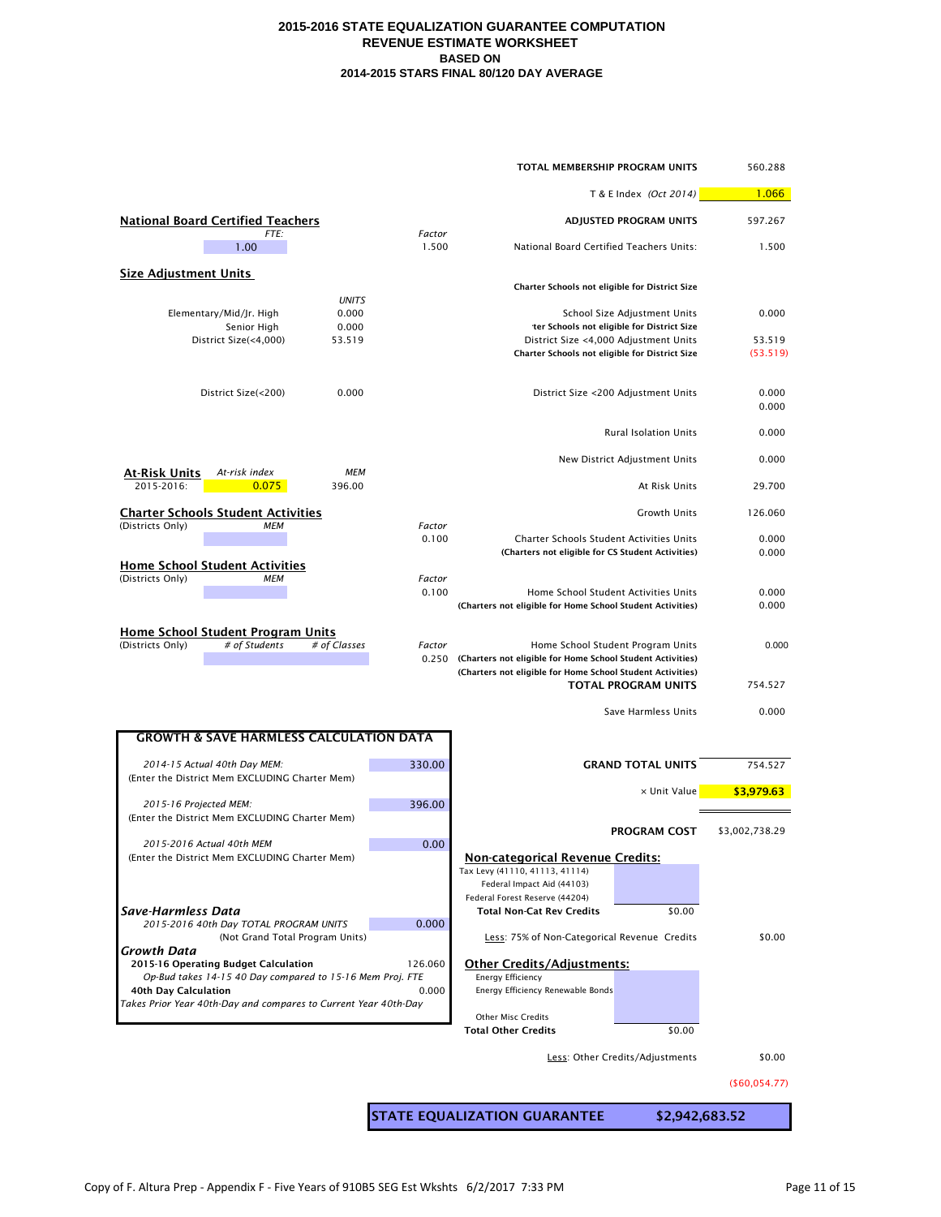# 2015-2016 STATE EQUALIZATION GUARANTEE COMPUTATION
## REVENUE ESTIMATE WORKSHEET
### BASED ON
### 2014-2015 STARS FINAL 80/120 DAY AVERAGE

| | |
|---|---|
| **TOTAL MEMBERSHIP PROGRAM UNITS** | 560.288 |
| T & E Index *(Oct 2014)* | 1.066 |
| **ADJUSTED PROGRAM UNITS** | 597.267 |
| National Board Certified Teachers Units: | 1.500 |
| **Charter Schools not eligible for District Size** | |
| School Size Adjustment Units | 0.000 |
| **ter Schools not eligible for District Size** | |
| District Size <4,000 Adjustment Units | 53.519 |
| **Charter Schools not eligible for District Size** | (53.519) |
| District Size <200 Adjustment Units | 0.000 |
| | 0.000 |
| Rural Isolation Units | 0.000 |
| New District Adjustment Units | 0.000 |
| At Risk Units | 29.700 |
| Growth Units | 126.060 |
| Charter Schools Student Activities Units | 0.000 |
| **(Charters not eligible for CS Student Activities)** | 0.000 |
| Home School Student Activities Units | 0.000 |
| **(Charters not eligible for Home School Student Activities)** | 0.000 |
| Home School Student Program Units | 0.000 |
| **(Charters not eligible for Home School Student Activities)** | |
| **(Charters not eligible for Home School Student Activities)** | |
| **TOTAL PROGRAM UNITS** | 754.527 |
| Save Harmless Units | 0.000 |
| **GRAND TOTAL UNITS** | 754.527 |
| × Unit Value | **$3,979.63** |
| **PROGRAM COST** | $3,002,738.29 |

**National Board Certified Teachers**

| *FTE:* | *Factor* |
|---|---|
| 1.00 | 1.500 |

**Size Adjustment Units**

| | *UNITS* |
|---|---|
| Elementary/Mid/Jr. High | 0.000 |
| Senior High | 0.000 |
| District Size(<4,000) | 53.519 |
| District Size(<200) | 0.000 |

**At-Risk Units**

| | *At-risk index* | *MEM* |
|---|---|---|
| 2015-2016: | 0.075 | 396.00 |

**Charter Schools Student Activities**

| (Districts Only) | *MEM* | *Factor* |
|---|---|---|
| | | 0.100 |

**Home School Student Activities**

| (Districts Only) | *MEM* | *Factor* |
|---|---|---|
| | | 0.100 |

**Home School Student Program Units**

| (Districts Only) | *# of Students* | *# of Classes* | *Factor* |
|---|---|---|---|
| | | | 0.250 |

**GROWTH & SAVE HARMLESS CALCULATION DATA**

| | |
|---|---|
| *2014-15 Actual 40th Day MEM:* (Enter the District Mem EXCLUDING Charter Mem) | 330.00 |
| *2015-16 Projected MEM:* (Enter the District Mem EXCLUDING Charter Mem) | 396.00 |
| *2015-2016 Actual 40th MEM* (Enter the District Mem EXCLUDING Charter Mem) | 0.00 |

***Save-Harmless Data***

| | |
|---|---|
| *2015-2016 40th Day TOTAL PROGRAM UNITS* (Not Grand Total Program Units) | 0.000 |

***Growth Data***

| | |
|---|---|
| **2015-16 Operating Budget Calculation** *Op-Bud takes 14-15 40 Day compared to 15-16 Mem Proj. FTE* | 126.060 |
| **40th Day Calculation** *Takes Prior Year 40th-Day and compares to Current Year 40th-Day* | 0.000 |

**Non-categorical Revenue Credits:**

| | | |
|---|---|---|
| Tax Levy (41110, 41113, 41114) | | |
| Federal Impact Aid (44103) | | |
| Federal Forest Reserve (44204) | | |
| **Total Non-Cat Rev Credits** | $0.00 | |
| Less: 75% of Non-Categorical Revenue Credits | | $0.00 |

**Other Credits/Adjustments:**

| | | |
|---|---|---|
| Energy Efficiency | | |
| Energy Efficiency Renewable Bonds | | |
| Other Misc Credits | | |
| **Total Other Credits** | $0.00 | |
| Less: Other Credits/Adjustments | | $0.00 |
| | | ($60,054.77) |

| **STATE EQUALIZATION GUARANTEE** | **$2,942,683.52** |
|---|---|

Copy of F. Altura Prep - Appendix F - Five Years of 910B5 SEG Est Wkshts 6/2/2017 7:33 PM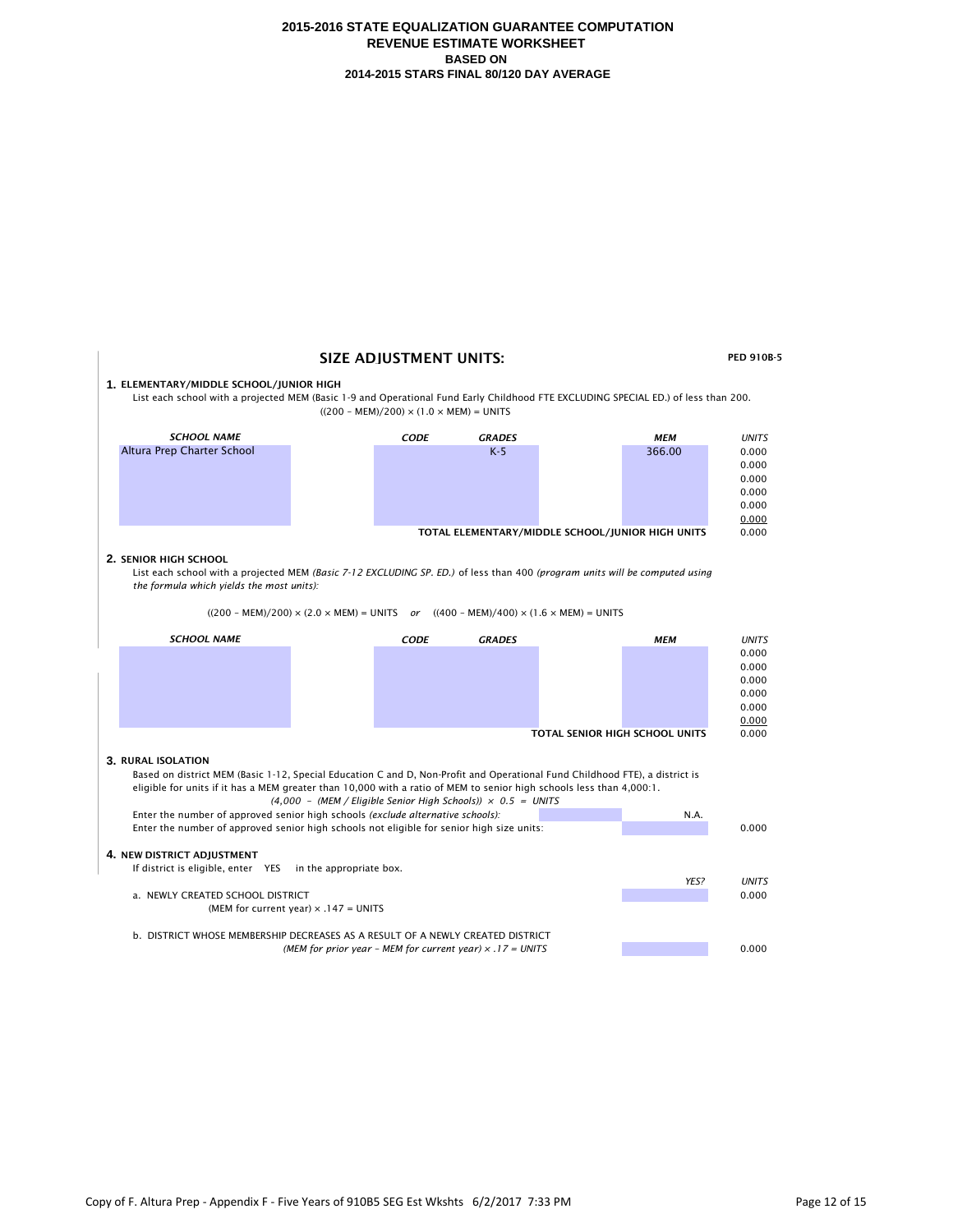# 2015-2016 STATE EQUALIZATION GUARANTEE COMPUTATION
## REVENUE ESTIMATE WORKSHEET
## BASED ON
## 2014-2015 STARS FINAL 80/120 DAY AVERAGE

## SIZE ADJUSTMENT UNITS:

PED 910B-5

### 1. ELEMENTARY/MIDDLE SCHOOL/JUNIOR HIGH

List each school with a projected MEM (Basic 1-9 and Operational Fund Early Childhood FTE EXCLUDING SPECIAL ED.) of less than 200.

$((200 - MEM)/200) \times (1.0 \times MEM) = UNITS$

| *SCHOOL NAME* | *CODE* | *GRADES* | *MEM* | *UNITS* |
|---|---|---|---|---|
| Altura Prep Charter School | | K-5 | 366.00 | 0.000 |
| | | | | 0.000 |
| | | | | 0.000 |
| | | | | 0.000 |
| | | | | 0.000 |
| | | | | 0.000 |
| | | | **TOTAL ELEMENTARY/MIDDLE SCHOOL/JUNIOR HIGH UNITS** | 0.000 |

### 2. SENIOR HIGH SCHOOL

List each school with a projected MEM *(Basic 7-12 EXCLUDING SP. ED.)* of less than 400 *(program units will be computed using the formula which yields the most units):*

$((200 - MEM)/200) \times (2.0 \times MEM) = UNITS$ *or* $((400 - MEM)/400) \times (1.6 \times MEM) = UNITS$

| *SCHOOL NAME* | *CODE* | *GRADES* | *MEM* | *UNITS* |
|---|---|---|---|---|
| | | | | 0.000 |
| | | | | 0.000 |
| | | | | 0.000 |
| | | | | 0.000 |
| | | | | 0.000 |
| | | | | 0.000 |
| | | | **TOTAL SENIOR HIGH SCHOOL UNITS** | 0.000 |

### 3. RURAL ISOLATION

Based on district MEM (Basic 1-12, Special Education C and D, Non-Profit and Operational Fund Childhood FTE), a district is eligible for units if it has a MEM greater than 10,000 with a ratio of MEM to senior high schools less than 4,000:1.

*$(4{,}000 - (MEM / Eligible\ Senior\ High\ Schools)) \times 0.5 = UNITS$*

| | | |
|---|---|---|
| Enter the number of approved senior high schools *(exclude alternative schools):* | N.A. | |
| Enter the number of approved senior high schools not eligible for senior high size units: | | 0.000 |

### 4. NEW DISTRICT ADJUSTMENT

If district is eligible, enter YES in the appropriate box.

| | *YES?* | *UNITS* |
|---|---|---|
| a. NEWLY CREATED SCHOOL DISTRICT<br>(MEM for current year) × .147 = UNITS | | 0.000 |
| b. DISTRICT WHOSE MEMBERSHIP DECREASES AS A RESULT OF A NEWLY CREATED DISTRICT<br>*(MEM for prior year – MEM for current year) × .17 = UNITS* | | 0.000 |

Copy of F. Altura Prep - Appendix F - Five Years of 910B5 SEG Est Wkshts 6/2/2017 7:33 PM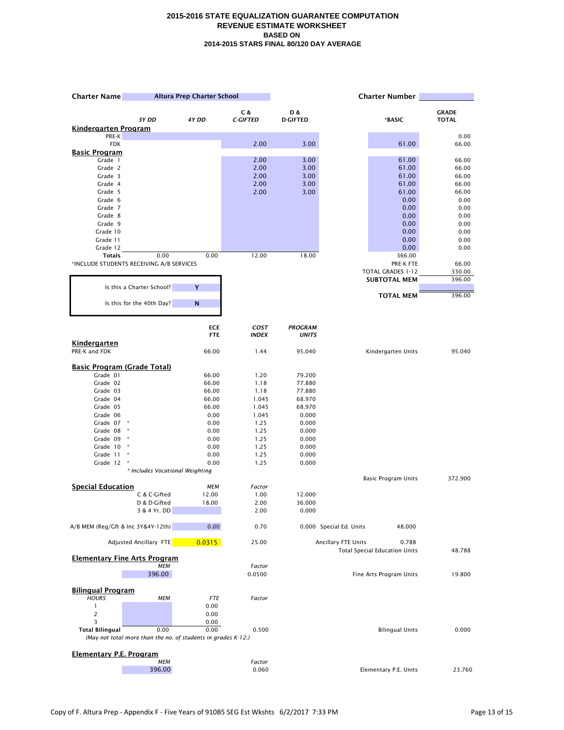# 2015-2016 STATE EQUALIZATION GUARANTEE COMPUTATION
## REVENUE ESTIMATE WORKSHEET
### BASED ON
### 2014-2015 STARS FINAL 80/120 DAY AVERAGE

**Charter Name** Altura Prep Charter School **Charter Number**

| | *3Y DD* | *4Y DD* | C & *C-GIFTED* | D & *D-GIFTED* | *BASIC | GRADE TOTAL |
|---|---|---|---|---|---|---|
| **Kindergarten Program** | | | | | | |
| PRE-K | | | | | | 0.00 |
| FDK | | | 2.00 | 3.00 | 61.00 | 66.00 |
| **Basic Program** | | | | | | |
| Grade 1 | | | 2.00 | 3.00 | 61.00 | 66.00 |
| Grade 2 | | | 2.00 | 3.00 | 61.00 | 66.00 |
| Grade 3 | | | 2.00 | 3.00 | 61.00 | 66.00 |
| Grade 4 | | | 2.00 | 3.00 | 61.00 | 66.00 |
| Grade 5 | | | 2.00 | 3.00 | 61.00 | 66.00 |
| Grade 6 | | | | | 0.00 | 0.00 |
| Grade 7 | | | | | 0.00 | 0.00 |
| Grade 8 | | | | | 0.00 | 0.00 |
| Grade 9 | | | | | 0.00 | 0.00 |
| Grade 10 | | | | | 0.00 | 0.00 |
| Grade 11 | | | | | 0.00 | 0.00 |
| Grade 12 | | | | | 0.00 | 0.00 |
| **Totals** | 0.00 | 0.00 | 12.00 | 18.00 | 366.00 | |

*INCLUDE STUDENTS RECEIVING A/B SERVICES

| | |
|---|---|
| PRE-K FTE | 66.00 |
| TOTAL GRADES 1-12 | 330.00 |
| **SUBTOTAL MEM** | 396.00 |
| **TOTAL MEM** | 396.00 |

Is this a Charter School? **Y**

Is this for the 40th Day? **N**

| | ECE FTE | *COST INDEX* | *PROGRAM UNITS* | | |
|---|---|---|---|---|---|
| **Kindergarten** | | | | | |
| PRE-K and FDK | 66.00 | 1.44 | 95.040 | Kindergarten Units | 95.040 |
| **Basic Program (Grade Total)** | | | | | |
| Grade 01 | 66.00 | 1.20 | 79.200 | | |
| Grade 02 | 66.00 | 1.18 | 77.880 | | |
| Grade 03 | 66.00 | 1.18 | 77.880 | | |
| Grade 04 | 66.00 | 1.045 | 68.970 | | |
| Grade 05 | 66.00 | 1.045 | 68.970 | | |
| Grade 06 | 0.00 | 1.045 | 0.000 | | |
| Grade 07 * | 0.00 | 1.25 | 0.000 | | |
| Grade 08 * | 0.00 | 1.25 | 0.000 | | |
| Grade 09 * | 0.00 | 1.25 | 0.000 | | |
| Grade 10 * | 0.00 | 1.25 | 0.000 | | |
| Grade 11 * | 0.00 | 1.25 | 0.000 | | |
| Grade 12 * | 0.00 | 1.25 | 0.000 | | |
| | | | | Basic Program Units | 372.900 |

*\* Includes Vocational Weighting*

**Special Education**

| | *MEM* | *Factor* | | | |
|---|---|---|---|---|---|
| C & C-Gifted | 12.00 | 1.00 | 12.000 | | |
| D & D-Gifted | 18.00 | 2.00 | 36.000 | | |
| 3 & 4 Yr. DD | | 2.00 | 0.000 | | |
| A/B MEM (Reg/Gft & Inc 3Y&4Y-12th) | 0.00 | 0.70 | 0.000 | Special Ed. Units | 48.000 |
| Adjusted Ancillary FTE | 0.0315 | 25.00 | | Ancillary FTE Units | 0.788 |
| | | | | Total Special Education Units | 48.788 |

**Elementary Fine Arts Program**

| *MEM* | *Factor* | | |
|---|---|---|---|
| 396.00 | 0.0500 | Fine Arts Program Units | 19.800 |

**Bilingual Program**

| *HOURS* | *MEM* | *FTE* | *Factor* | | |
|---|---|---|---|---|---|
| 1 | | 0.00 | | | |
| 2 | | 0.00 | | | |
| 3 | | 0.00 | | | |
| **Total Bilingual** | 0.00 | 0.00 | 0.500 | Bilingual Units | 0.000 |

*(May not total more than the no. of students in grades K-12.)*

**Elementary P.E. Program**

| *MEM* | *Factor* | | |
|---|---|---|---|
| 396.00 | 0.060 | Elementary P.E. Units | 23.760 |

Copy of F. Altura Prep - Appendix F - Five Years of 910B5 SEG Est Wkshts 6/2/2017 7:33 PM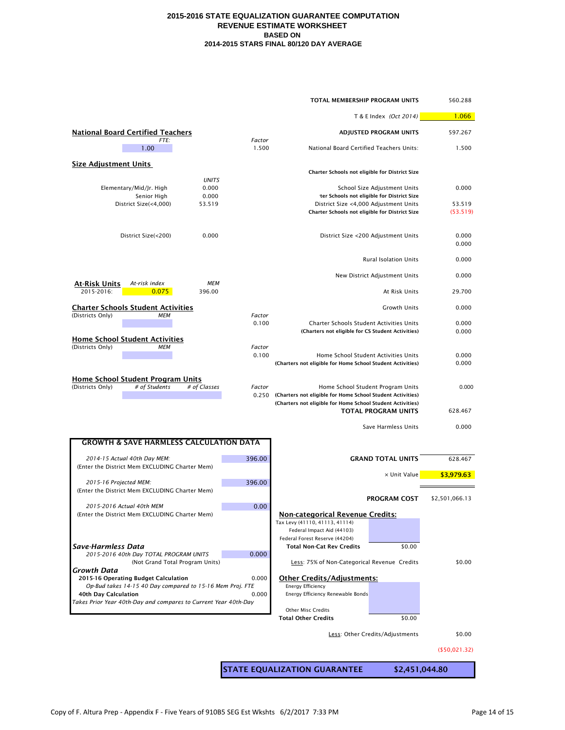# 2015-2016 STATE EQUALIZATION GUARANTEE COMPUTATION
## REVENUE ESTIMATE WORKSHEET
### BASED ON
### 2014-2015 STARS FINAL 80/120 DAY AVERAGE

| | |
|---|---|
| **TOTAL MEMBERSHIP PROGRAM UNITS** | 560.288 |
| T & E Index *(Oct 2014)* | 1.066 |
| **ADJUSTED PROGRAM UNITS** | 597.267 |

**National Board Certified Teachers**

| *FTE:* | *Factor* | | |
|---|---|---|---|
| 1.00 | 1.500 | National Board Certified Teachers Units: | 1.500 |

**Size Adjustment Units**

| | *UNITS* | | |
|---|---|---|---|
| | | **Charter Schools not eligible for District Size** | |
| Elementary/Mid/Jr. High | 0.000 | School Size Adjustment Units | 0.000 |
| Senior High | 0.000 | **ter Schools not eligible for District Size** | |
| District Size(<4,000) | 53.519 | District Size <4,000 Adjustment Units | 53.519 |
| | | **Charter Schools not eligible for District Size** | (53.519) |
| District Size(<200) | 0.000 | District Size <200 Adjustment Units | 0.000 |
| | | | 0.000 |
| | | Rural Isolation Units | 0.000 |
| | | New District Adjustment Units | 0.000 |

**At-Risk Units**

| | *At-risk index* | *MEM* | | |
|---|---|---|---|---|
| 2015-2016: | 0.075 | 396.00 | At Risk Units | 29.700 |
| | | | Growth Units | 0.000 |

**Charter Schools Student Activities**

| (Districts Only) *MEM* | *Factor* | | |
|---|---|---|---|
| | 0.100 | Charter Schools Student Activities Units | 0.000 |
| | | **(Charters not eligible for CS Student Activities)** | 0.000 |

**Home School Student Activities**

| (Districts Only) *MEM* | *Factor* | | |
|---|---|---|---|
| | 0.100 | Home School Student Activities Units | 0.000 |
| | | **(Charters not eligible for Home School Student Activities)** | 0.000 |

**Home School Student Program Units**

| (Districts Only) | *# of Students* | *# of Classes* | *Factor* | | |
|---|---|---|---|---|---|
| | | | 0.250 | Home School Student Program Units | 0.000 |
| | | | | **(Charters not eligible for Home School Student Activities)** | |
| | | | | **(Charters not eligible for Home School Student Activities)** | |
| | | | | **TOTAL PROGRAM UNITS** | 628.467 |
| | | | | Save Harmless Units | 0.000 |

**GROWTH & SAVE HARMLESS CALCULATION DATA**

| | |
|---|---|
| *2014-15 Actual 40th Day MEM:* (Enter the District Mem EXCLUDING Charter Mem) | 396.00 |
| *2015-16 Projected MEM:* (Enter the District Mem EXCLUDING Charter Mem) | 396.00 |
| *2015-2016 Actual 40th MEM* (Enter the District Mem EXCLUDING Charter Mem) | 0.00 |

***Save-Harmless Data***

| | |
|---|---|
| *2015-2016 40th Day TOTAL PROGRAM UNITS* (Not Grand Total Program Units) | 0.000 |

***Growth Data***

| | |
|---|---|
| **2015-16 Operating Budget Calculation** | 0.000 |
| *Op-Bud takes 14-15 40 Day compared to 15-16 Mem Proj. FTE* | |
| **40th Day Calculation** | 0.000 |
| *Takes Prior Year 40th-Day and compares to Current Year 40th-Day* | |

| | |
|---|---|
| **GRAND TOTAL UNITS** | 628.467 |
| × Unit Value | $3,979.63 |
| **PROGRAM COST** | $2,501,066.13 |

**Non-categorical Revenue Credits:**

| | | |
|---|---|---|
| Tax Levy (41110, 41113, 41114) | | |
| Federal Impact Aid (44103) | | |
| Federal Forest Reserve (44204) | | |
| **Total Non-Cat Rev Credits** | $0.00 | |
| Less: 75% of Non-Categorical Revenue Credits | | $0.00 |

**Other Credits/Adjustments:**

| | | |
|---|---|---|
| Energy Efficiency | | |
| Energy Efficiency Renewable Bonds | | |
| Other Misc Credits | | |
| **Total Other Credits** | $0.00 | |
| Less: Other Credits/Adjustments | | $0.00 |
| | | ($50,021.32) |

| | |
|---|---|
| **STATE EQUALIZATION GUARANTEE** | **$2,451,044.80** |

Copy of F. Altura Prep - Appendix F - Five Years of 910B5 SEG Est Wkshts 6/2/2017 7:33 PM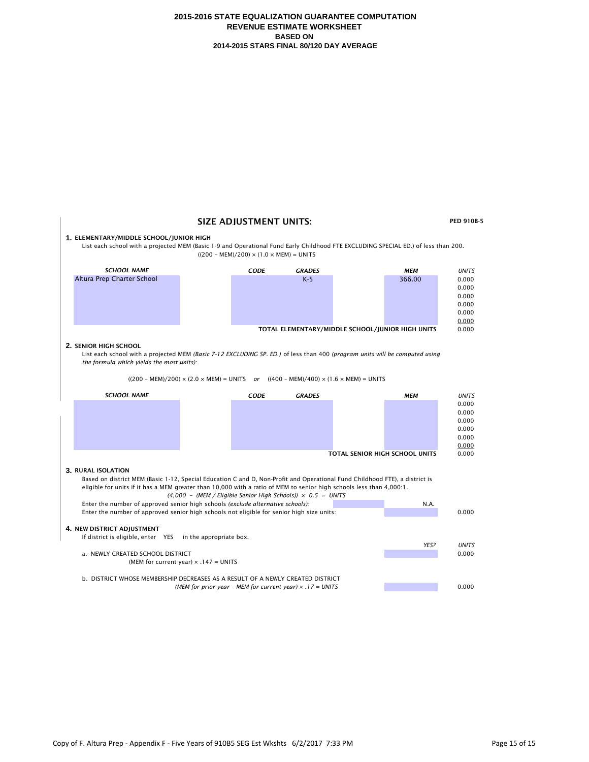# 2015-2016 STATE EQUALIZATION GUARANTEE COMPUTATION
## REVENUE ESTIMATE WORKSHEET
## BASED ON
## 2014-2015 STARS FINAL 80/120 DAY AVERAGE

## SIZE ADJUSTMENT UNITS:

PED 910B-5

**1. ELEMENTARY/MIDDLE SCHOOL/JUNIOR HIGH**

List each school with a projected MEM (Basic 1-9 and Operational Fund Early Childhood FTE EXCLUDING SPECIAL ED.) of less than 200.

$((200 - MEM)/200) \times (1.0 \times MEM) = UNITS$

| *SCHOOL NAME* | *CODE* | *GRADES* | *MEM* | *UNITS* |
|---|---|---|---|---|
| Altura Prep Charter School | | K-5 | 366.00 | 0.000 |
| | | | | 0.000 |
| | | | | 0.000 |
| | | | | 0.000 |
| | | | | 0.000 |
| | | | | 0.000 |
| | | | **TOTAL ELEMENTARY/MIDDLE SCHOOL/JUNIOR HIGH UNITS** | 0.000 |

**2. SENIOR HIGH SCHOOL**

List each school with a projected MEM *(Basic 7-12 EXCLUDING SP. ED.)* of less than 400 *(program units will be computed using the formula which yields the most units):*

$((200 - MEM)/200) \times (2.0 \times MEM) = UNITS$ *or* $((400 - MEM)/400) \times (1.6 \times MEM) = UNITS$

| *SCHOOL NAME* | *CODE* | *GRADES* | *MEM* | *UNITS* |
|---|---|---|---|---|
| | | | | 0.000 |
| | | | | 0.000 |
| | | | | 0.000 |
| | | | | 0.000 |
| | | | | 0.000 |
| | | | | 0.000 |
| | | | **TOTAL SENIOR HIGH SCHOOL UNITS** | 0.000 |

**3. RURAL ISOLATION**

Based on district MEM (Basic 1-12, Special Education C and D, Non-Profit and Operational Fund Childhood FTE), a district is eligible for units if it has a MEM greater than 10,000 with a ratio of MEM to senior high schools less than 4,000:1.

*$(4{,}000 - (MEM / Eligible\ Senior\ High\ Schools)) \times 0.5 = UNITS$*

| | | |
|---|---|---|
| Enter the number of approved senior high schools *(exclude alternative schools):* | | N.A. |
| Enter the number of approved senior high schools not eligible for senior high size units: | | 0.000 |

**4. NEW DISTRICT ADJUSTMENT**

If district is eligible, enter YES in the appropriate box.

| | *YES?* | *UNITS* |
|---|---|---|
| a. NEWLY CREATED SCHOOL DISTRICT<br>(MEM for current year) × .147 = UNITS | | 0.000 |
| b. DISTRICT WHOSE MEMBERSHIP DECREASES AS A RESULT OF A NEWLY CREATED DISTRICT<br>*(MEM for prior year - MEM for current year) × .17 = UNITS* | | 0.000 |